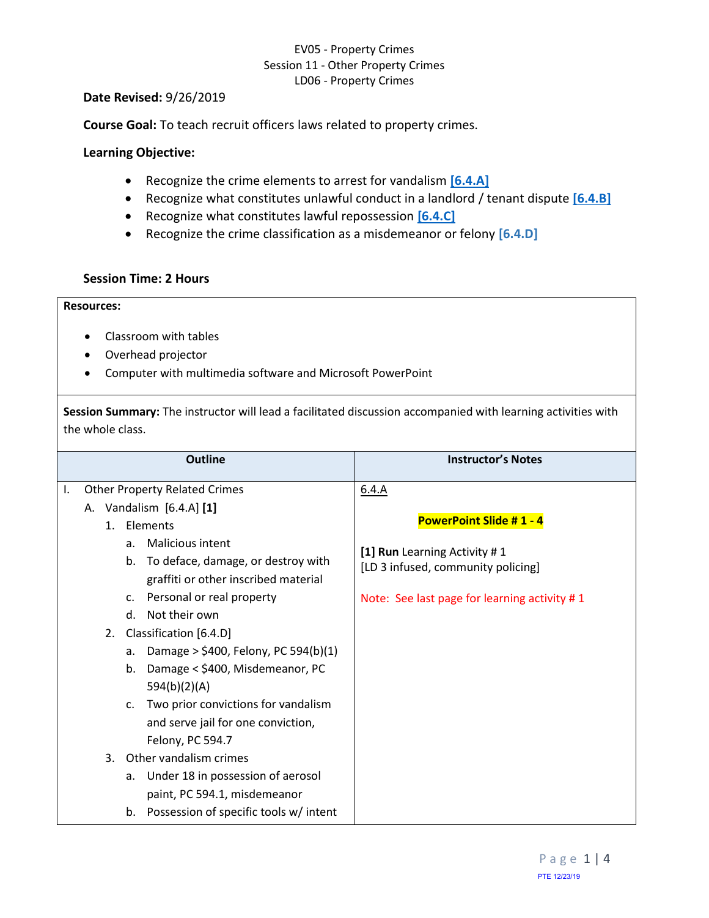EV05 - Property Crimes
Session 11 - Other Property Crimes
LD06 - Property Crimes

**Date Revised:** 9/26/2019

**Course Goal:** To teach recruit officers laws related to property crimes.

**Learning Objective:**

- Recognize the crime elements to arrest for vandalism **[6.4.A]**
- Recognize what constitutes unlawful conduct in a landlord / tenant dispute **[6.4.B]**
- Recognize what constitutes lawful repossession **[6.4.C]**
- Recognize the crime classification as a misdemeanor or felony **[6.4.D]**

**Session Time: 2 Hours**

**Resources:**

- Classroom with tables
- Overhead projector
- Computer with multimedia software and Microsoft PowerPoint

**Session Summary:** The instructor will lead a facilitated discussion accompanied with learning activities with the whole class.

| Outline | Instructor's Notes |
|---|---|
| I. Other Property Related Crimes<br>A. Vandalism [6.4.A] **[1]**<br>1. Elements<br>a. Malicious intent<br>b. To deface, damage, or destroy with graffiti or other inscribed material<br>c. Personal or real property<br>d. Not their own<br>2. Classification [6.4.D]<br>a. Damage > $400, Felony, PC 594(b)(1)<br>b. Damage < $400, Misdemeanor, PC 594(b)(2)(A)<br>c. Two prior convictions for vandalism and serve jail for one conviction, Felony, PC 594.7<br>3. Other vandalism crimes<br>a. Under 18 in possession of aerosol paint, PC 594.1, misdemeanor<br>b. Possession of specific tools w/ intent | 6.4.A<br><br>**PowerPoint Slide # 1 - 4**<br><br>**[1] Run** Learning Activity # 1<br>[LD 3 infused, community policing]<br><br>Note: See last page for learning activity # 1 |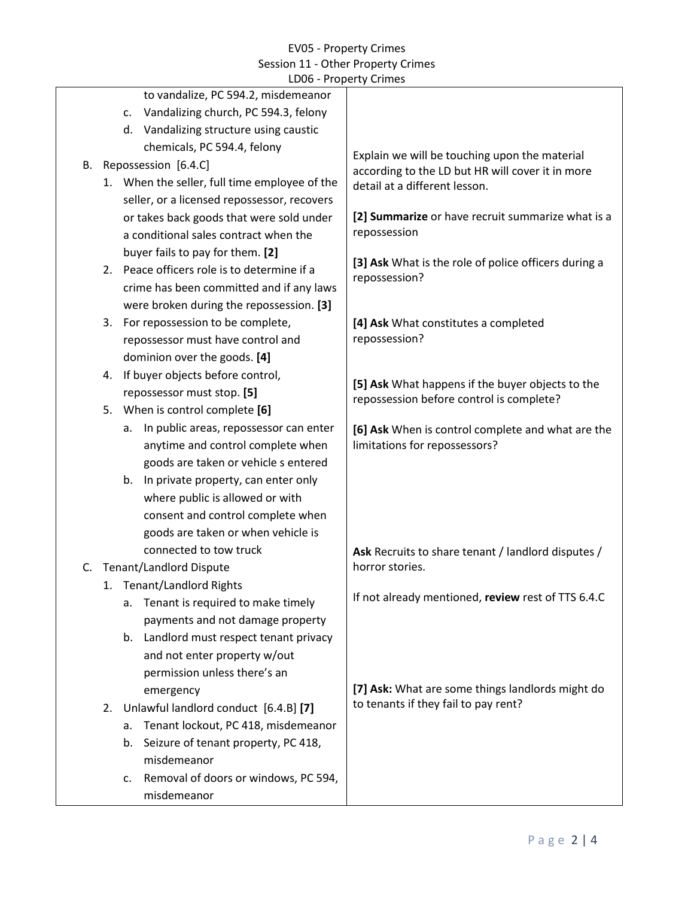| | |
|---|---|
| to vandalize, PC 594.2, misdemeanor<br>c. Vandalizing church, PC 594.3, felony<br>d. Vandalizing structure using caustic chemicals, PC 594.4, felony | |
| B. Repossession [6.4.C]<br>1. When the seller, full time employee of the seller, or a licensed repossessor, recovers or takes back goods that were sold under a conditional sales contract when the buyer fails to pay for them. **[2]** | Explain we will be touching upon the material according to the LD but HR will cover it in more detail at a different lesson.<br><br>**[2] Summarize** or have recruit summarize what is a repossession |
| 2. Peace officers role is to determine if a crime has been committed and if any laws were broken during the repossession. **[3]** | **[3] Ask** What is the role of police officers during a repossession? |
| 3. For repossession to be complete, repossessor must have control and dominion over the goods. **[4]** | **[4] Ask** What constitutes a completed repossession? |
| 4. If buyer objects before control, repossessor must stop. **[5]** | **[5] Ask** What happens if the buyer objects to the repossession before control is complete? |
| 5. When is control complete **[6]**<br>a. In public areas, repossessor can enter anytime and control complete when goods are taken or vehicle s entered<br>b. In private property, can enter only where public is allowed or with consent and control complete when goods are taken or when vehicle is connected to tow truck | **[6] Ask** When is control complete and what are the limitations for repossessors? |
| C. Tenant/Landlord Dispute<br>1. Tenant/Landlord Rights<br>a. Tenant is required to make timely payments and not damage property<br>b. Landlord must respect tenant privacy and not enter property w/out permission unless there's an emergency | **Ask** Recruits to share tenant / landlord disputes / horror stories.<br><br>If not already mentioned, **review** rest of TTS 6.4.C |
| 2. Unlawful landlord conduct [6.4.B] **[7]**<br>a. Tenant lockout, PC 418, misdemeanor<br>b. Seizure of tenant property, PC 418, misdemeanor<br>c. Removal of doors or windows, PC 594, misdemeanor | **[7] Ask:** What are some things landlords might do to tenants if they fail to pay rent? |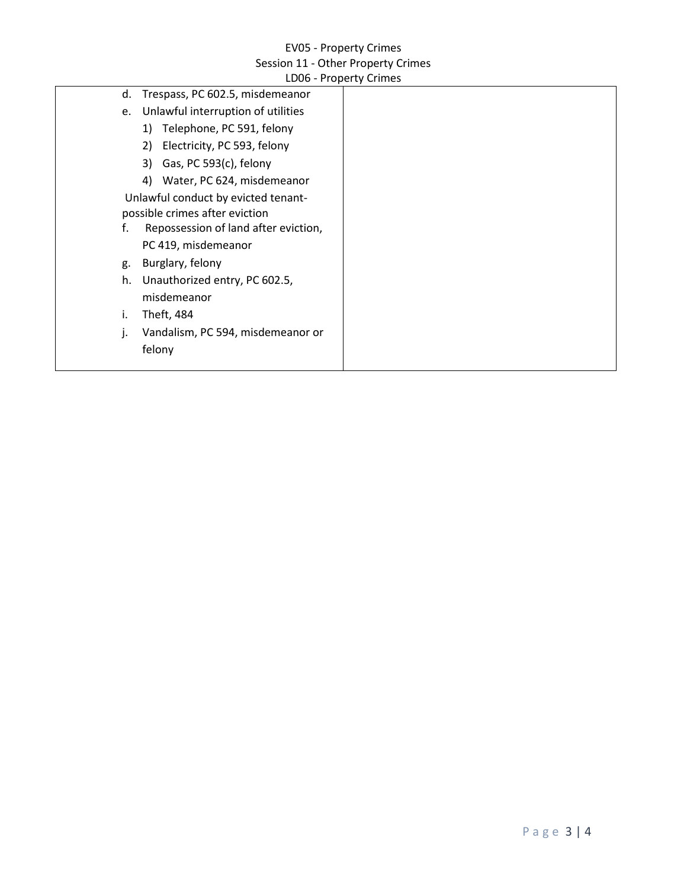| | |
|---|---|
| d. Trespass, PC 602.5, misdemeanor<br>e. Unlawful interruption of utilities<br>&nbsp;&nbsp;&nbsp;&nbsp;1) Telephone, PC 591, felony<br>&nbsp;&nbsp;&nbsp;&nbsp;2) Electricity, PC 593, felony<br>&nbsp;&nbsp;&nbsp;&nbsp;3) Gas, PC 593(c), felony<br>&nbsp;&nbsp;&nbsp;&nbsp;4) Water, PC 624, misdemeanor<br>Unlawful conduct by evicted tenant-possible crimes after eviction<br>f. Repossession of land after eviction, PC 419, misdemeanor<br>g. Burglary, felony<br>h. Unauthorized entry, PC 602.5, misdemeanor<br>i. Theft, 484<br>j. Vandalism, PC 594, misdemeanor or felony | |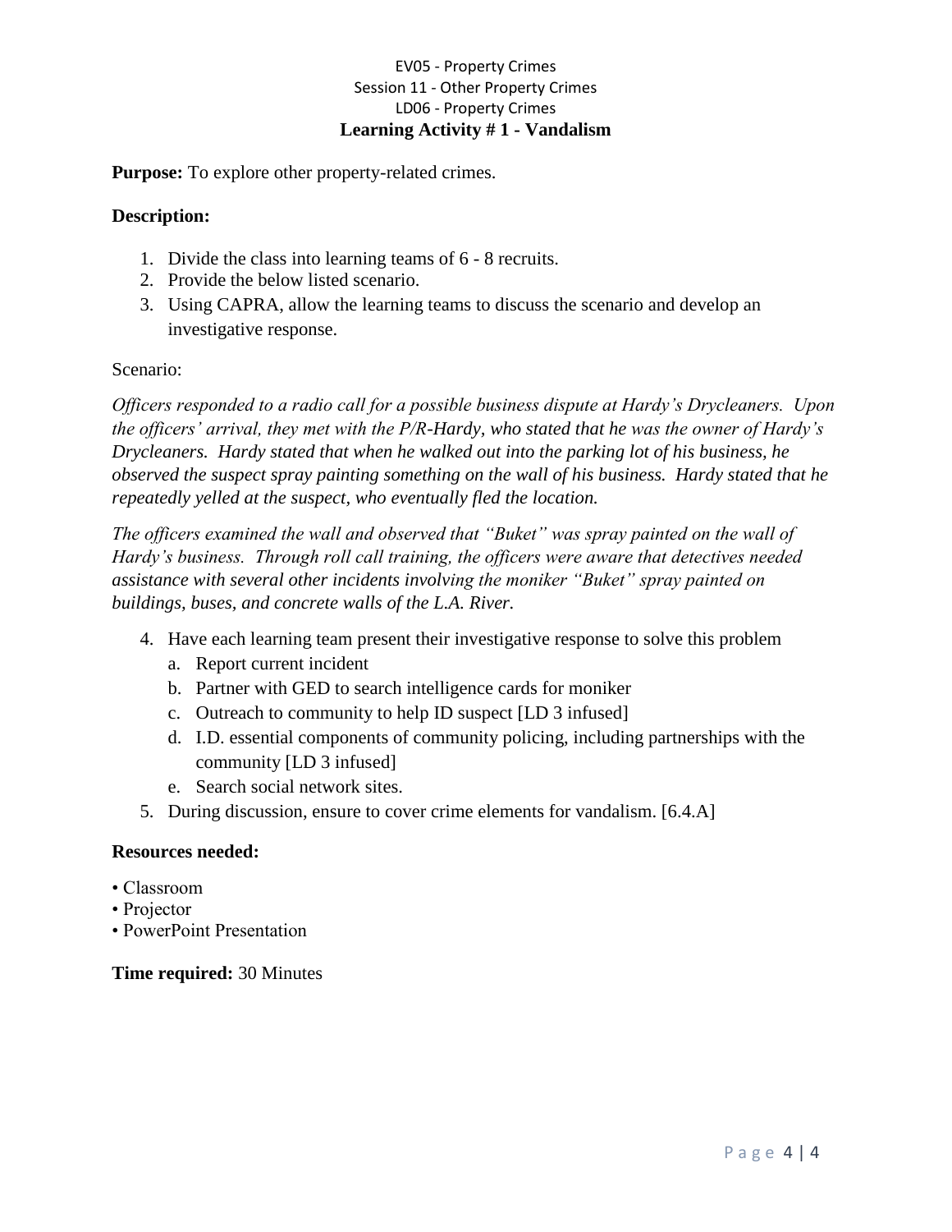EV05 - Property Crimes
Session 11 - Other Property Crimes
LD06 - Property Crimes

## Learning Activity # 1 - Vandalism

**Purpose:** To explore other property-related crimes.

**Description:**

1. Divide the class into learning teams of 6 - 8 recruits.
2. Provide the below listed scenario.
3. Using CAPRA, allow the learning teams to discuss the scenario and develop an investigative response.

Scenario:

*Officers responded to a radio call for a possible business dispute at Hardy's Drycleaners. Upon the officers' arrival, they met with the P/R-Hardy, who stated that he was the owner of Hardy's Drycleaners. Hardy stated that when he walked out into the parking lot of his business, he observed the suspect spray painting something on the wall of his business. Hardy stated that he repeatedly yelled at the suspect, who eventually fled the location.*

*The officers examined the wall and observed that "Buket" was spray painted on the wall of Hardy's business. Through roll call training, the officers were aware that detectives needed assistance with several other incidents involving the moniker "Buket" spray painted on buildings, buses, and concrete walls of the L.A. River.*

4. Have each learning team present their investigative response to solve this problem
   a. Report current incident
   b. Partner with GED to search intelligence cards for moniker
   c. Outreach to community to help ID suspect [LD 3 infused]
   d. I.D. essential components of community policing, including partnerships with the community [LD 3 infused]
   e. Search social network sites.
5. During discussion, ensure to cover crime elements for vandalism. [6.4.A]

**Resources needed:**

- Classroom
- Projector
- PowerPoint Presentation

**Time required:** 30 Minutes